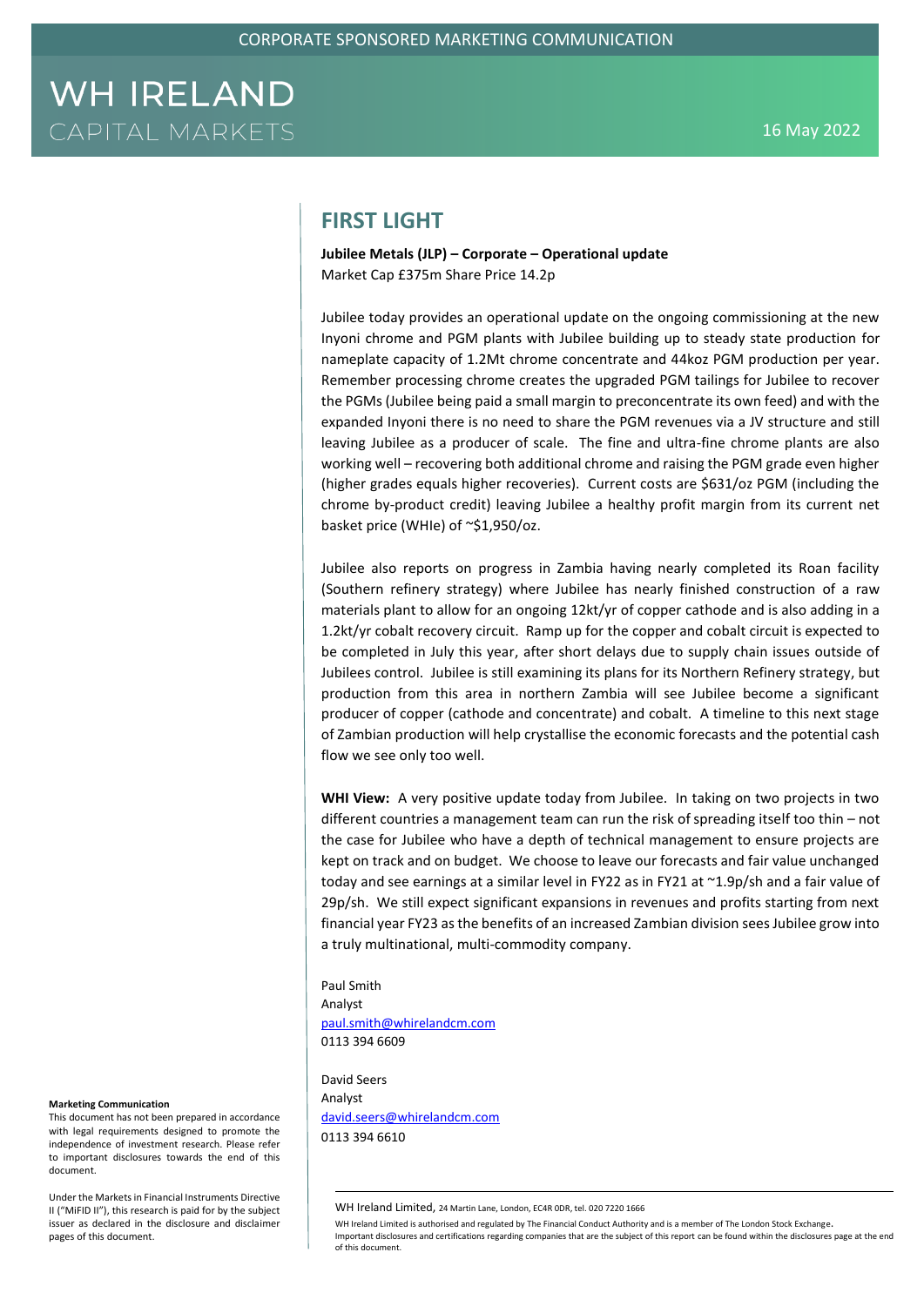CORPORATE SPONSORED MARKETING COMMUNICATION

WH IRELAND
CAPITAL MARKETS

16 May 2022

# FIRST LIGHT

**Jubilee Metals (JLP) – Corporate – Operational update**
Market Cap £375m Share Price 14.2p

Jubilee today provides an operational update on the ongoing commissioning at the new Inyoni chrome and PGM plants with Jubilee building up to steady state production for nameplate capacity of 1.2Mt chrome concentrate and 44koz PGM production per year. Remember processing chrome creates the upgraded PGM tailings for Jubilee to recover the PGMs (Jubilee being paid a small margin to preconcentrate its own feed) and with the expanded Inyoni there is no need to share the PGM revenues via a JV structure and still leaving Jubilee as a producer of scale. The fine and ultra-fine chrome plants are also working well – recovering both additional chrome and raising the PGM grade even higher (higher grades equals higher recoveries). Current costs are $631/oz PGM (including the chrome by-product credit) leaving Jubilee a healthy profit margin from its current net basket price (WHIe) of ~$1,950/oz.

Jubilee also reports on progress in Zambia having nearly completed its Roan facility (Southern refinery strategy) where Jubilee has nearly finished construction of a raw materials plant to allow for an ongoing 12kt/yr of copper cathode and is also adding in a 1.2kt/yr cobalt recovery circuit. Ramp up for the copper and cobalt circuit is expected to be completed in July this year, after short delays due to supply chain issues outside of Jubilees control. Jubilee is still examining its plans for its Northern Refinery strategy, but production from this area in northern Zambia will see Jubilee become a significant producer of copper (cathode and concentrate) and cobalt. A timeline to this next stage of Zambian production will help crystallise the economic forecasts and the potential cash flow we see only too well.

**WHI View:** A very positive update today from Jubilee. In taking on two projects in two different countries a management team can run the risk of spreading itself too thin – not the case for Jubilee who have a depth of technical management to ensure projects are kept on track and on budget. We choose to leave our forecasts and fair value unchanged today and see earnings at a similar level in FY22 as in FY21 at ~1.9p/sh and a fair value of 29p/sh. We still expect significant expansions in revenues and profits starting from next financial year FY23 as the benefits of an increased Zambian division sees Jubilee grow into a truly multinational, multi-commodity company.

Paul Smith
Analyst
paul.smith@whirelandcm.com
0113 394 6609

David Seers
Analyst
david.seers@whirelandcm.com
0113 394 6610

**Marketing Communication**
This document has not been prepared in accordance with legal requirements designed to promote the independence of investment research. Please refer to important disclosures towards the end of this document.

Under the Markets in Financial Instruments Directive II ("MiFID II"), this research is paid for by the subject issuer as declared in the disclosure and disclaimer pages of this document.

WH Ireland Limited, 24 Martin Lane, London, EC4R 0DR, tel. 020 7220 1666
WH Ireland Limited is authorised and regulated by The Financial Conduct Authority and is a member of The London Stock Exchange.
Important disclosures and certifications regarding companies that are the subject of this report can be found within the disclosures page at the end of this document.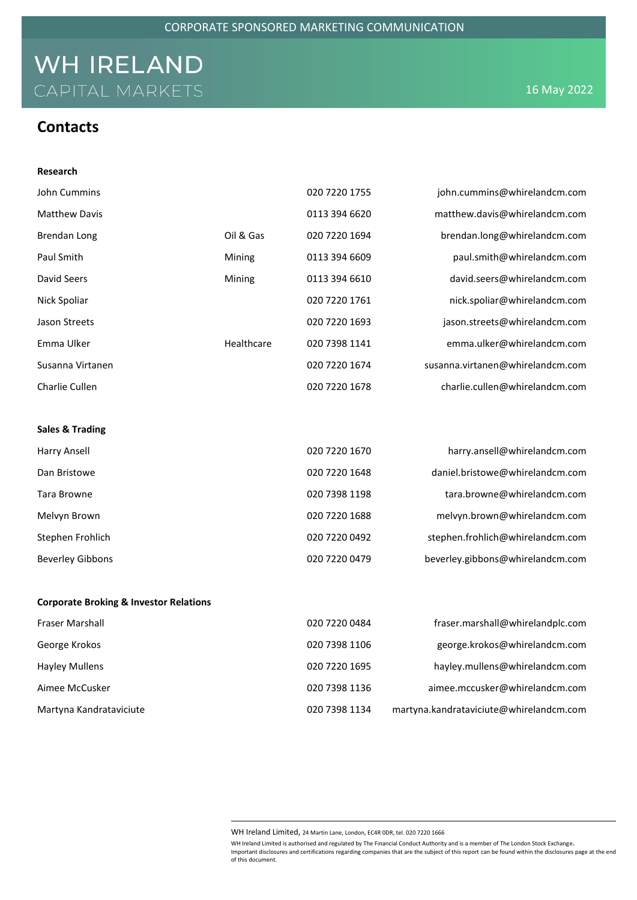## Contacts

**Research**

| | | | |
|---|---|---|---|
| John Cummins | | 020 7220 1755 | john.cummins@whirelandcm.com |
| Matthew Davis | | 0113 394 6620 | matthew.davis@whirelandcm.com |
| Brendan Long | Oil & Gas | 020 7220 1694 | brendan.long@whirelandcm.com |
| Paul Smith | Mining | 0113 394 6609 | paul.smith@whirelandcm.com |
| David Seers | Mining | 0113 394 6610 | david.seers@whirelandcm.com |
| Nick Spoliar | | 020 7220 1761 | nick.spoliar@whirelandcm.com |
| Jason Streets | | 020 7220 1693 | jason.streets@whirelandcm.com |
| Emma Ulker | Healthcare | 020 7398 1141 | emma.ulker@whirelandcm.com |
| Susanna Virtanen | | 020 7220 1674 | susanna.virtanen@whirelandcm.com |
| Charlie Cullen | | 020 7220 1678 | charlie.cullen@whirelandcm.com |

**Sales & Trading**

| | | |
|---|---|---|
| Harry Ansell | 020 7220 1670 | harry.ansell@whirelandcm.com |
| Dan Bristowe | 020 7220 1648 | daniel.bristowe@whirelandcm.com |
| Tara Browne | 020 7398 1198 | tara.browne@whirelandcm.com |
| Melvyn Brown | 020 7220 1688 | melvyn.brown@whirelandcm.com |
| Stephen Frohlich | 020 7220 0492 | stephen.frohlich@whirelandcm.com |
| Beverley Gibbons | 020 7220 0479 | beverley.gibbons@whirelandcm.com |

**Corporate Broking & Investor Relations**

| | | |
|---|---|---|
| Fraser Marshall | 020 7220 0484 | fraser.marshall@whirelandplc.com |
| George Krokos | 020 7398 1106 | george.krokos@whirelandcm.com |
| Hayley Mullens | 020 7220 1695 | hayley.mullens@whirelandcm.com |
| Aimee McCusker | 020 7398 1136 | aimee.mccusker@whirelandcm.com |
| Martyna Kandrataviciute | 020 7398 1134 | martyna.kandrataviciute@whirelandcm.com |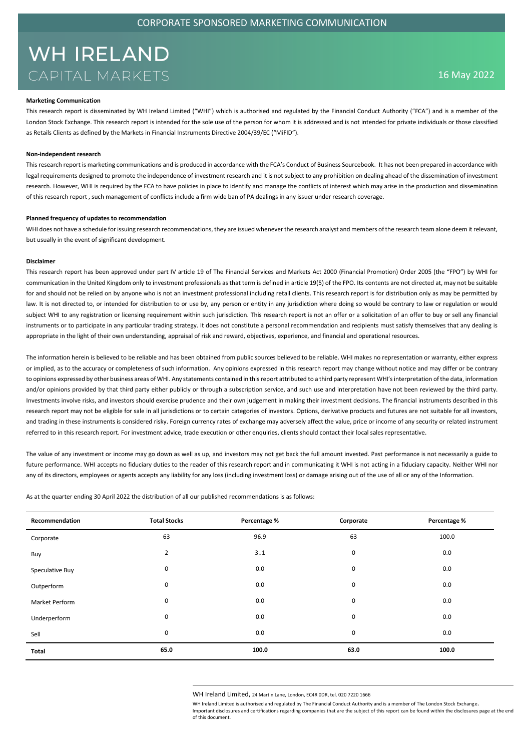CORPORATE SPONSORED MARKETING COMMUNICATION

# WH IRELAND
CAPITAL MARKETS

16 May 2022

**Marketing Communication**

This research report is disseminated by WH Ireland Limited ("WHI") which is authorised and regulated by the Financial Conduct Authority ("FCA") and is a member of the London Stock Exchange. This research report is intended for the sole use of the person for whom it is addressed and is not intended for private individuals or those classified as Retails Clients as defined by the Markets in Financial Instruments Directive 2004/39/EC ("MiFID").

**Non-independent research**

This research report is marketing communications and is produced in accordance with the FCA's Conduct of Business Sourcebook. It has not been prepared in accordance with legal requirements designed to promote the independence of investment research and it is not subject to any prohibition on dealing ahead of the dissemination of investment research. However, WHI is required by the FCA to have policies in place to identify and manage the conflicts of interest which may arise in the production and dissemination of this research report , such management of conflicts include a firm wide ban of PA dealings in any issuer under research coverage.

**Planned frequency of updates to recommendation**

WHI does not have a schedule for issuing research recommendations, they are issued whenever the research analyst and members of the research team alone deem it relevant, but usually in the event of significant development.

**Disclaimer**

This research report has been approved under part IV article 19 of The Financial Services and Markets Act 2000 (Financial Promotion) Order 2005 (the "FPO") by WHI for communication in the United Kingdom only to investment professionals as that term is defined in article 19(5) of the FPO. Its contents are not directed at, may not be suitable for and should not be relied on by anyone who is not an investment professional including retail clients. This research report is for distribution only as may be permitted by law. It is not directed to, or intended for distribution to or use by, any person or entity in any jurisdiction where doing so would be contrary to law or regulation or would subject WHI to any registration or licensing requirement within such jurisdiction. This research report is not an offer or a solicitation of an offer to buy or sell any financial instruments or to participate in any particular trading strategy. It does not constitute a personal recommendation and recipients must satisfy themselves that any dealing is appropriate in the light of their own understanding, appraisal of risk and reward, objectives, experience, and financial and operational resources.

The information herein is believed to be reliable and has been obtained from public sources believed to be reliable. WHI makes no representation or warranty, either express or implied, as to the accuracy or completeness of such information. Any opinions expressed in this research report may change without notice and may differ or be contrary to opinions expressed by other business areas of WHI. Any statements contained in this report attributed to a third party represent WHI's interpretation of the data, information and/or opinions provided by that third party either publicly or through a subscription service, and such use and interpretation have not been reviewed by the third party. Investments involve risks, and investors should exercise prudence and their own judgement in making their investment decisions. The financial instruments described in this research report may not be eligible for sale in all jurisdictions or to certain categories of investors. Options, derivative products and futures are not suitable for all investors, and trading in these instruments is considered risky. Foreign currency rates of exchange may adversely affect the value, price or income of any security or related instrument referred to in this research report. For investment advice, trade execution or other enquiries, clients should contact their local sales representative.

The value of any investment or income may go down as well as up, and investors may not get back the full amount invested. Past performance is not necessarily a guide to future performance. WHI accepts no fiduciary duties to the reader of this research report and in communicating it WHI is not acting in a fiduciary capacity. Neither WHI nor any of its directors, employees or agents accepts any liability for any loss (including investment loss) or damage arising out of the use of all or any of the Information.

As at the quarter ending 30 April 2022 the distribution of all our published recommendations is as follows:

| Recommendation | Total Stocks | Percentage % | Corporate | Percentage % |
|---|---|---|---|---|
| Corporate | 63 | 96.9 | 63 | 100.0 |
| Buy | 2 | 3..1 | 0 | 0.0 |
| Speculative Buy | 0 | 0.0 | 0 | 0.0 |
| Outperform | 0 | 0.0 | 0 | 0.0 |
| Market Perform | 0 | 0.0 | 0 | 0.0 |
| Underperform | 0 | 0.0 | 0 | 0.0 |
| Sell | 0 | 0.0 | 0 | 0.0 |
| **Total** | **65.0** | **100.0** | **63.0** | **100.0** |

WH Ireland Limited, 24 Martin Lane, London, EC4R 0DR, tel. 020 7220 1666

WH Ireland Limited is authorised and regulated by The Financial Conduct Authority and is a member of The London Stock Exchange.
Important disclosures and certifications regarding companies that are the subject of this report can be found within the disclosures page at the end of this document.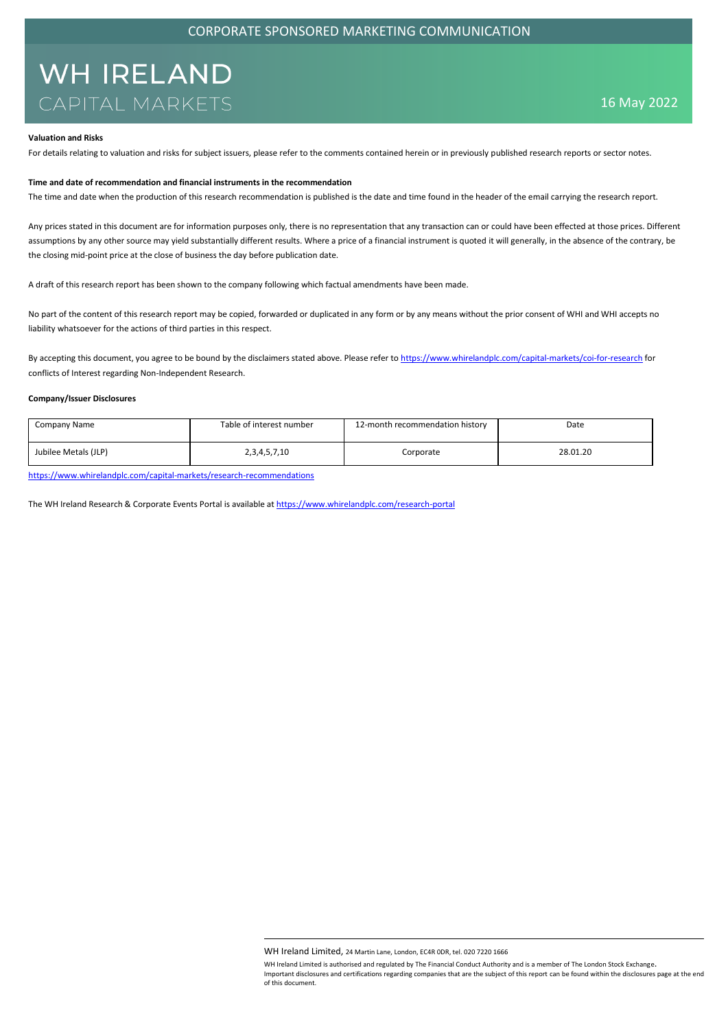**Valuation and Risks**

For details relating to valuation and risks for subject issuers, please refer to the comments contained herein or in previously published research reports or sector notes.

**Time and date of recommendation and financial instruments in the recommendation**

The time and date when the production of this research recommendation is published is the date and time found in the header of the email carrying the research report.

Any prices stated in this document are for information purposes only, there is no representation that any transaction can or could have been effected at those prices. Different assumptions by any other source may yield substantially different results. Where a price of a financial instrument is quoted it will generally, in the absence of the contrary, be the closing mid-point price at the close of business the day before publication date.

A draft of this research report has been shown to the company following which factual amendments have been made.

No part of the content of this research report may be copied, forwarded or duplicated in any form or by any means without the prior consent of WHI and WHI accepts no liability whatsoever for the actions of third parties in this respect.

By accepting this document, you agree to be bound by the disclaimers stated above. Please refer to https://www.whirelandplc.com/capital-markets/coi-for-research for conflicts of Interest regarding Non-Independent Research.

**Company/Issuer Disclosures**

| Company Name | Table of interest number | 12-month recommendation history | Date |
|---|---|---|---|
| Jubilee Metals (JLP) | 2,3,4,5,7,10 | Corporate | 28.01.20 |

https://www.whirelandplc.com/capital-markets/research-recommendations

The WH Ireland Research & Corporate Events Portal is available at https://www.whirelandplc.com/research-portal